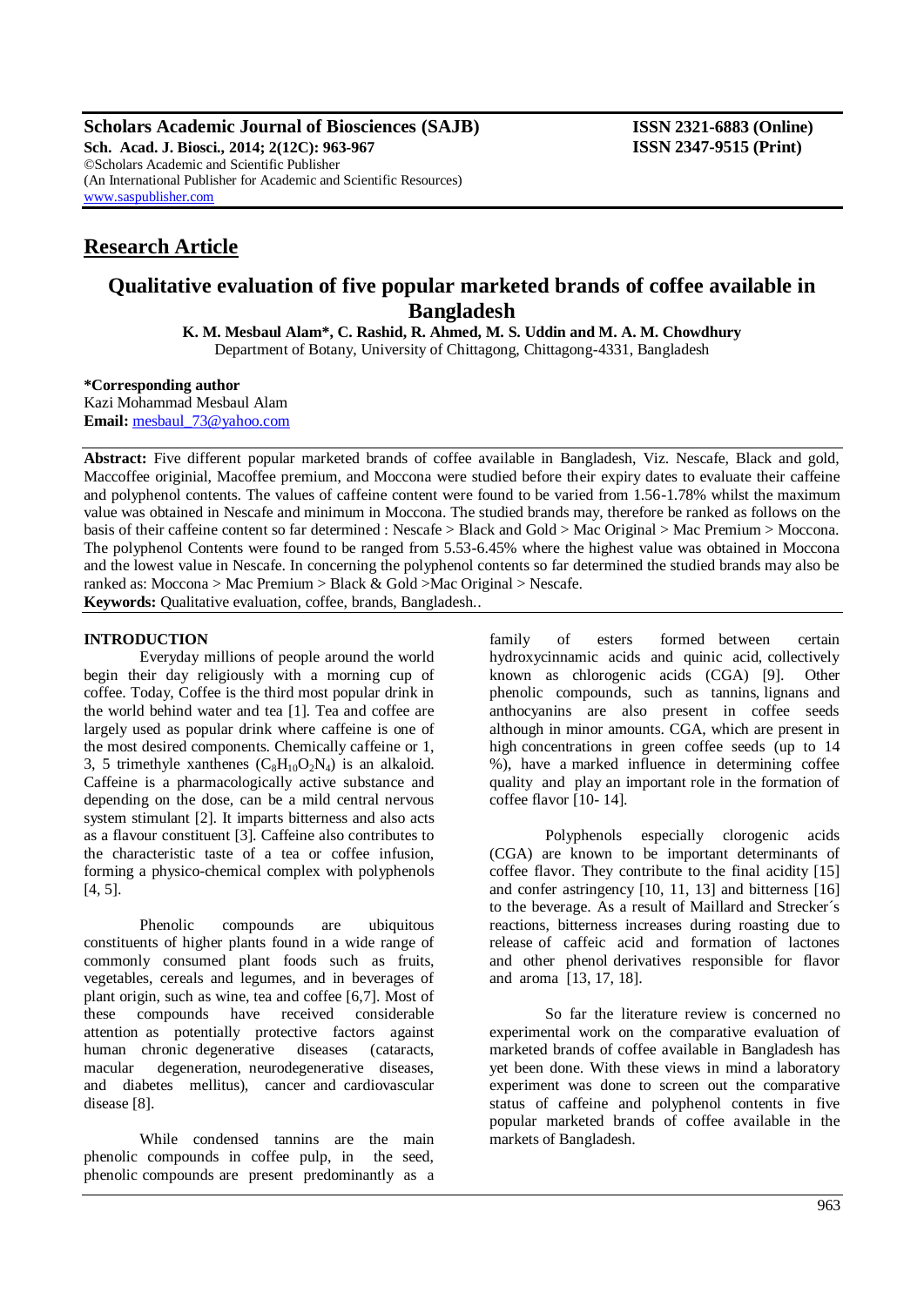**Scholars Academic Journal of Biosciences (SAJB)**
**Sch. Acad. J. Biosci., 2014; 2(12C): 963-967**
©Scholars Academic and Scientific Publisher
(An International Publisher for Academic and Scientific Resources)
www.saspublisher.com

**ISSN 2321-6883 (Online)**
**ISSN 2347-9515 (Print)**

## Research Article

# Qualitative evaluation of five popular marketed brands of coffee available in Bangladesh

**K. M. Mesbaul Alam\*, C. Rashid, R. Ahmed, M. S. Uddin and M. A. M. Chowdhury**
Department of Botany, University of Chittagong, Chittagong-4331, Bangladesh

**\*Corresponding author**
Kazi Mohammad Mesbaul Alam
**Email:** mesbaul_73@yahoo.com

**Abstract:** Five different popular marketed brands of coffee available in Bangladesh, Viz. Nescafe, Black and gold, Maccoffee originial, Macoffee premium, and Moccona were studied before their expiry dates to evaluate their caffeine and polyphenol contents. The values of caffeine content were found to be varied from 1.56-1.78% whilst the maximum value was obtained in Nescafe and minimum in Moccona. The studied brands may, therefore be ranked as follows on the basis of their caffeine content so far determined : Nescafe > Black and Gold > Mac Original > Mac Premium > Moccona. The polyphenol Contents were found to be ranged from 5.53-6.45% where the highest value was obtained in Moccona and the lowest value in Nescafe. In concerning the polyphenol contents so far determined the studied brands may also be ranked as: Moccona > Mac Premium > Black & Gold >Mac Original > Nescafe.

**Keywords:** Qualitative evaluation, coffee, brands, Bangladesh..

## INTRODUCTION

Everyday millions of people around the world begin their day religiously with a morning cup of coffee. Today, Coffee is the third most popular drink in the world behind water and tea [1]. Tea and coffee are largely used as popular drink where caffeine is one of the most desired components. Chemically caffeine or 1, 3, 5 trimethyle xanthenes ($C_8H_{10}O_2N_4$) is an alkaloid. Caffeine is a pharmacologically active substance and depending on the dose, can be a mild central nervous system stimulant [2]. It imparts bitterness and also acts as a flavour constituent [3]. Caffeine also contributes to the characteristic taste of a tea or coffee infusion, forming a physico-chemical complex with polyphenols [4, 5].

Phenolic compounds are ubiquitous constituents of higher plants found in a wide range of commonly consumed plant foods such as fruits, vegetables, cereals and legumes, and in beverages of plant origin, such as wine, tea and coffee [6,7]. Most of these compounds have received considerable attention as potentially protective factors against human chronic degenerative diseases (cataracts, macular degeneration, neurodegenerative diseases, and diabetes mellitus), cancer and cardiovascular disease [8].

While condensed tannins are the main phenolic compounds in coffee pulp, in the seed, phenolic compounds are present predominantly as a family of esters formed between certain hydroxycinnamic acids and quinic acid, collectively known as chlorogenic acids (CGA) [9]. Other phenolic compounds, such as tannins, lignans and anthocyanins are also present in coffee seeds although in minor amounts. CGA, which are present in high concentrations in green coffee seeds (up to 14 %), have a marked influence in determining coffee quality and play an important role in the formation of coffee flavor [10- 14].

Polyphenols especially clorogenic acids (CGA) are known to be important determinants of coffee flavor. They contribute to the final acidity [15] and confer astringency [10, 11, 13] and bitterness [16] to the beverage. As a result of Maillard and Strecker´s reactions, bitterness increases during roasting due to release of caffeic acid and formation of lactones and other phenol derivatives responsible for flavor and aroma [13, 17, 18].

So far the literature review is concerned no experimental work on the comparative evaluation of marketed brands of coffee available in Bangladesh has yet been done. With these views in mind a laboratory experiment was done to screen out the comparative status of caffeine and polyphenol contents in five popular marketed brands of coffee available in the markets of Bangladesh.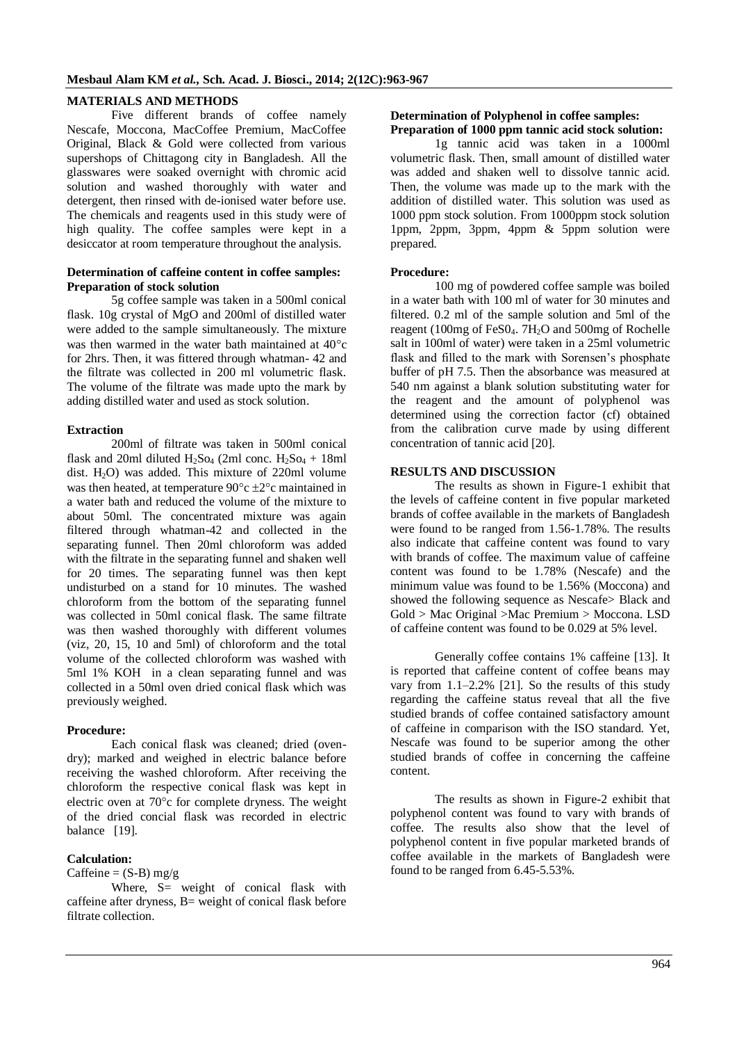## MATERIALS AND METHODS

Five different brands of coffee namely Nescafe, Moccona, MacCoffee Premium, MacCoffee Original, Black & Gold were collected from various supershops of Chittagong city in Bangladesh. All the glasswares were soaked overnight with chromic acid solution and washed thoroughly with water and detergent, then rinsed with de-ionised water before use. The chemicals and reagents used in this study were of high quality. The coffee samples were kept in a desiccator at room temperature throughout the analysis.

### Determination of caffeine content in coffee samples:

#### Preparation of stock solution

5g coffee sample was taken in a 500ml conical flask. 10g crystal of MgO and 200ml of distilled water were added to the sample simultaneously. The mixture was then warmed in the water bath maintained at 40°c for 2hrs. Then, it was fittered through whatman- 42 and the filtrate was collected in 200 ml volumetric flask. The volume of the filtrate was made upto the mark by adding distilled water and used as stock solution.

#### Extraction

200ml of filtrate was taken in 500ml conical flask and 20ml diluted $H_2So_4$ (2ml conc. $H_2So_4$ + 18ml dist. $H_2O$) was added. This mixture of 220ml volume was then heated, at temperature 90°c ±2°c maintained in a water bath and reduced the volume of the mixture to about 50ml. The concentrated mixture was again filtered through whatman-42 and collected in the separating funnel. Then 20ml chloroform was added with the filtrate in the separating funnel and shaken well for 20 times. The separating funnel was then kept undisturbed on a stand for 10 minutes. The washed chloroform from the bottom of the separating funnel was collected in 50ml conical flask. The same filtrate was then washed thoroughly with different volumes (viz, 20, 15, 10 and 5ml) of chloroform and the total volume of the collected chloroform was washed with 5ml 1% KOH in a clean separating funnel and was collected in a 50ml oven dried conical flask which was previously weighed.

#### Procedure:

Each conical flask was cleaned; dried (oven-dry); marked and weighed in electric balance before receiving the washed chloroform. After receiving the chloroform the respective conical flask was kept in electric oven at 70°c for complete dryness. The weight of the dried concial flask was recorded in electric balance [19].

#### Calculation:

Caffeine = (S-B) mg/g

Where, S= weight of conical flask with caffeine after dryness, B= weight of conical flask before filtrate collection.

### Determination of Polyphenol in coffee samples:

#### Preparation of 1000 ppm tannic acid stock solution:

1g tannic acid was taken in a 1000ml volumetric flask. Then, small amount of distilled water was added and shaken well to dissolve tannic acid. Then, the volume was made up to the mark with the addition of distilled water. This solution was used as 1000 ppm stock solution. From 1000ppm stock solution 1ppm, 2ppm, 3ppm, 4ppm & 5ppm solution were prepared.

#### Procedure:

100 mg of powdered coffee sample was boiled in a water bath with 100 ml of water for 30 minutes and filtered. 0.2 ml of the sample solution and 5ml of the reagent (100mg of $FeS0_4$. $7H_2O$ and 500mg of Rochelle salt in 100ml of water) were taken in a 25ml volumetric flask and filled to the mark with Sorensen's phosphate buffer of pH 7.5. Then the absorbance was measured at 540 nm against a blank solution substituting water for the reagent and the amount of polyphenol was determined using the correction factor (cf) obtained from the calibration curve made by using different concentration of tannic acid [20].

## RESULTS AND DISCUSSION

The results as shown in Figure-1 exhibit that the levels of caffeine content in five popular marketed brands of coffee available in the markets of Bangladesh were found to be ranged from 1.56-1.78%. The results also indicate that caffeine content was found to vary with brands of coffee. The maximum value of caffeine content was found to be 1.78% (Nescafe) and the minimum value was found to be 1.56% (Moccona) and showed the following sequence as Nescafe> Black and Gold > Mac Original >Mac Premium > Moccona. LSD of caffeine content was found to be 0.029 at 5% level.

Generally coffee contains 1% caffeine [13]. It is reported that caffeine content of coffee beans may vary from 1.1–2.2% [21]. So the results of this study regarding the caffeine status reveal that all the five studied brands of coffee contained satisfactory amount of caffeine in comparison with the ISO standard. Yet, Nescafe was found to be superior among the other studied brands of coffee in concerning the caffeine content.

The results as shown in Figure-2 exhibit that polyphenol content was found to vary with brands of coffee. The results also show that the level of polyphenol content in five popular marketed brands of coffee available in the markets of Bangladesh were found to be ranged from 6.45-5.53%.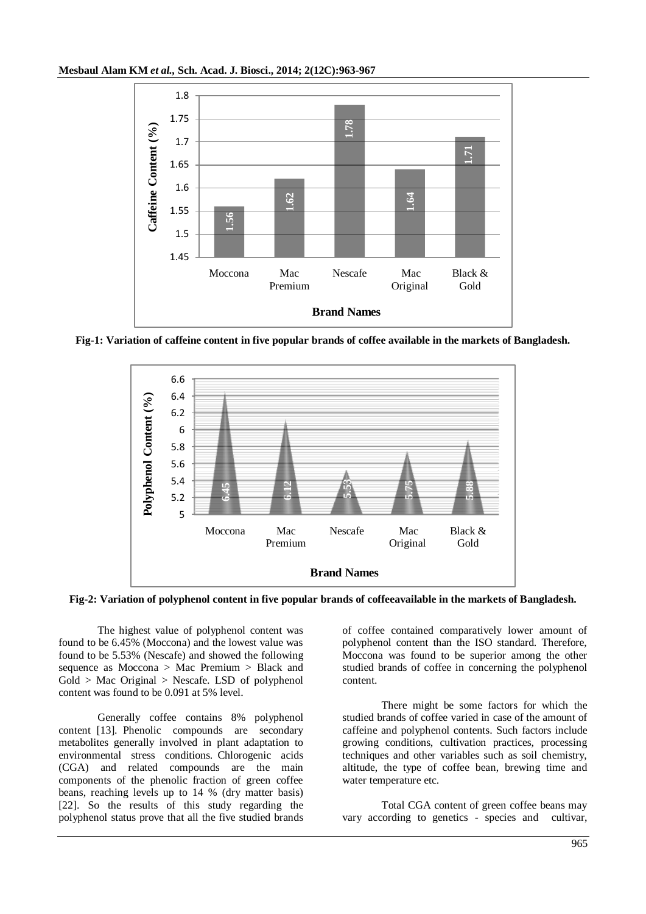Fig-1: Variation of caffeine content in five popular brands of coffee available in the markets of Bangladesh.

Fig-2: Variation of polyphenol content in five popular brands of coffeeavailable in the markets of Bangladesh.

The highest value of polyphenol content was found to be 6.45% (Moccona) and the lowest value was found to be 5.53% (Nescafe) and showed the following sequence as Moccona > Mac Premium > Black and Gold > Mac Original > Nescafe. LSD of polyphenol content was found to be 0.091 at 5% level.

Generally coffee contains 8% polyphenol content [13]. Phenolic compounds are secondary metabolites generally involved in plant adaptation to environmental stress conditions. Chlorogenic acids (CGA) and related compounds are the main components of the phenolic fraction of green coffee beans, reaching levels up to 14 % (dry matter basis) [22]. So the results of this study regarding the polyphenol status prove that all the five studied brands of coffee contained comparatively lower amount of polyphenol content than the ISO standard. Therefore, Moccona was found to be superior among the other studied brands of coffee in concerning the polyphenol content.

There might be some factors for which the studied brands of coffee varied in case of the amount of caffeine and polyphenol contents. Such factors include growing conditions, cultivation practices, processing techniques and other variables such as soil chemistry, altitude, the type of coffee bean, brewing time and water temperature etc.

Total CGA content of green coffee beans may vary according to genetics - species and cultivar,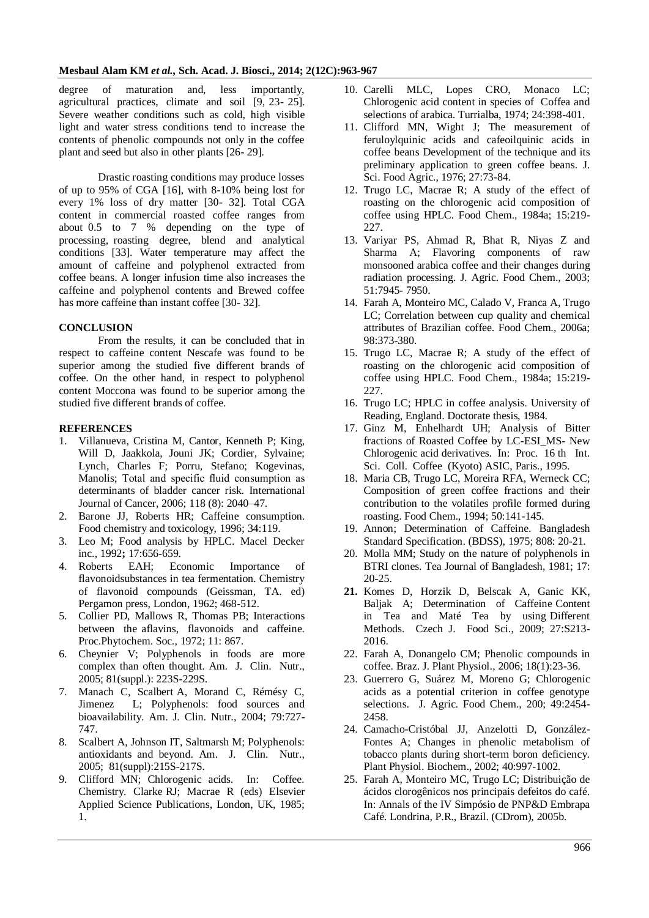degree of maturation and, less importantly, agricultural practices, climate and soil [9, 23- 25]. Severe weather conditions such as cold, high visible light and water stress conditions tend to increase the contents of phenolic compounds not only in the coffee plant and seed but also in other plants [26- 29].

Drastic roasting conditions may produce losses of up to 95% of CGA [16], with 8-10% being lost for every 1% loss of dry matter [30- 32]. Total CGA content in commercial roasted coffee ranges from about 0.5 to 7 % depending on the type of processing, roasting degree, blend and analytical conditions [33]. Water temperature may affect the amount of caffeine and polyphenol extracted from coffee beans. A longer infusion time also increases the caffeine and polyphenol contents and Brewed coffee has more caffeine than instant coffee [30- 32].

## CONCLUSION

From the results, it can be concluded that in respect to caffeine content Nescafe was found to be superior among the studied five different brands of coffee. On the other hand, in respect to polyphenol content Moccona was found to be superior among the studied five different brands of coffee.

## REFERENCES

1. Villanueva, Cristina M, Cantor, Kenneth P; King, Will D, Jaakkola, Jouni JK; Cordier, Sylvaine; Lynch, Charles F; Porru, Stefano; Kogevinas, Manolis; Total and specific fluid consumption as determinants of bladder cancer risk. International Journal of Cancer, 2006; 118 (8): 2040–47.
2. Barone JJ, Roberts HR; Caffeine consumption. Food chemistry and toxicology, 1996; 34:119.
3. Leo M; Food analysis by HPLC. Macel Decker inc., 1992**;** 17:656-659.
4. Roberts EAH; Economic Importance of flavonoidsubstances in tea fermentation. Chemistry of flavonoid compounds (Geissman, TA. ed) Pergamon press, London, 1962; 468-512.
5. Collier PD, Mallows R, Thomas PB; Interactions between the aflavins, flavonoids and caffeine. Proc.Phytochem. Soc., 1972; 11: 867.
6. Cheynier V; Polyphenols in foods are more complex than often thought. Am. J. Clin. Nutr., 2005; 81(suppl.): 223S-229S.
7. Manach C, Scalbert A, Morand C, Rémésy C, Jimenez L; Polyphenols: food sources and bioavailability. Am. J. Clin. Nutr., 2004; 79:727-747.
8. Scalbert A, Johnson IT, Saltmarsh M; Polyphenols: antioxidants and beyond. Am. J. Clin. Nutr., 2005; 81(suppl):215S-217S.
9. Clifford MN; Chlorogenic acids. In: Coffee. Chemistry. Clarke RJ; Macrae R (eds) Elsevier Applied Science Publications, London, UK, 1985; 1.
10. Carelli MLC, Lopes CRO, Monaco LC; Chlorogenic acid content in species of Coffea and selections of arabica. Turrialba, 1974; 24:398-401.
11. Clifford MN, Wight J; The measurement of feruloylquinic acids and cafeoilquinic acids in coffee beans Development of the technique and its preliminary application to green coffee beans. J. Sci. Food Agric., 1976; 27:73-84.
12. Trugo LC, Macrae R; A study of the effect of roasting on the chlorogenic acid composition of coffee using HPLC. Food Chem., 1984a; 15:219-227.
13. Variyar PS, Ahmad R, Bhat R, Niyas Z and Sharma A; Flavoring components of raw monsooned arabica coffee and their changes during radiation processing. J. Agric. Food Chem., 2003; 51:7945- 7950.
14. Farah A, Monteiro MC, Calado V, Franca A, Trugo LC; Correlation between cup quality and chemical attributes of Brazilian coffee. Food Chem., 2006a; 98:373-380.
15. Trugo LC, Macrae R; A study of the effect of roasting on the chlorogenic acid composition of coffee using HPLC. Food Chem., 1984a; 15:219-227.
16. Trugo LC; HPLC in coffee analysis. University of Reading, England. Doctorate thesis, 1984.
17. Ginz M, Enhelhardt UH; Analysis of Bitter fractions of Roasted Coffee by LC-ESI_MS- New Chlorogenic acid derivatives. In: Proc. 16 th Int. Sci. Coll. Coffee (Kyoto) ASIC, Paris., 1995.
18. Maria CB, Trugo LC, Moreira RFA, Werneck CC; Composition of green coffee fractions and their contribution to the volatiles profile formed during roasting. Food Chem., 1994; 50:141-145.
19. Annon; Determination of Caffeine. Bangladesh Standard Specification. (BDSS), 1975; 808: 20-21.
20. Molla MM; Study on the nature of polyphenols in BTRI clones. Tea Journal of Bangladesh, 1981; 17: 20-25.
21. Komes D, Horzik D, Belscak A, Ganic KK, Baljak A; Determination of Caffeine Content in Tea and Maté Tea by using Different Methods. Czech J. Food Sci., 2009; 27:S213-2016.
22. Farah A, Donangelo CM; Phenolic compounds in coffee. Braz. J. Plant Physiol., 2006; 18(1):23-36.
23. Guerrero G, Suárez M, Moreno G; Chlorogenic acids as a potential criterion in coffee genotype selections. J. Agric. Food Chem., 200; 49:2454-2458.
24. Camacho-Cristóbal JJ, Anzelotti D, González-Fontes A; Changes in phenolic metabolism of tobacco plants during short-term boron deficiency. Plant Physiol. Biochem., 2002; 40:997-1002.
25. Farah A, Monteiro MC, Trugo LC; Distribuição de ácidos clorogênicos nos principais defeitos do café. In: Annals of the IV Simpósio de PNP&D Embrapa Café. Londrina, P.R., Brazil. (CDrom), 2005b.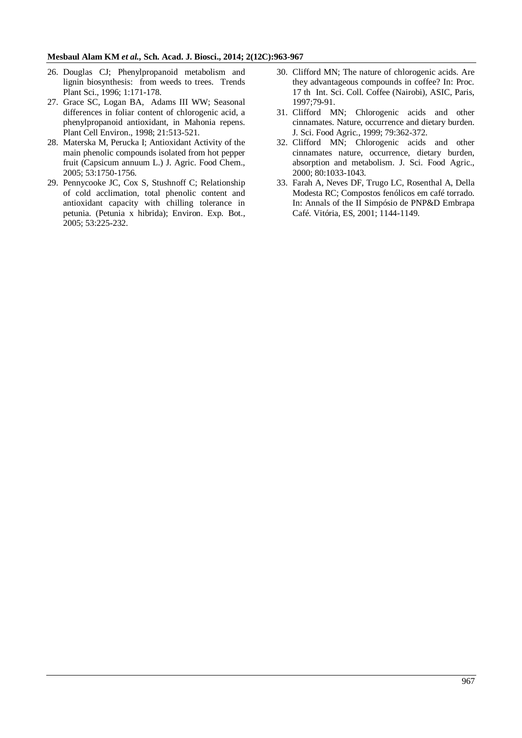26. Douglas CJ; Phenylpropanoid metabolism and lignin biosynthesis: from weeds to trees. Trends Plant Sci., 1996; 1:171-178.
27. Grace SC, Logan BA, Adams III WW; Seasonal differences in foliar content of chlorogenic acid, a phenylpropanoid antioxidant, in Mahonia repens. Plant Cell Environ., 1998; 21:513-521.
28. Materska M, Perucka I; Antioxidant Activity of the main phenolic compounds isolated from hot pepper fruit (Capsicum annuum L.) J. Agric. Food Chem., 2005; 53:1750-1756.
29. Pennycooke JC, Cox S, Stushnoff C; Relationship of cold acclimation, total phenolic content and antioxidant capacity with chilling tolerance in petunia. (Petunia x hibrida); Environ. Exp. Bot., 2005; 53:225-232.
30. Clifford MN; The nature of chlorogenic acids. Are they advantageous compounds in coffee? In: Proc. 17 th Int. Sci. Coll. Coffee (Nairobi), ASIC, Paris, 1997;79-91.
31. Clifford MN; Chlorogenic acids and other cinnamates. Nature, occurrence and dietary burden. J. Sci. Food Agric., 1999; 79:362-372.
32. Clifford MN; Chlorogenic acids and other cinnamates nature, occurrence, dietary burden, absorption and metabolism. J. Sci. Food Agric., 2000; 80:1033-1043.
33. Farah A, Neves DF, Trugo LC, Rosenthal A, Della Modesta RC; Compostos fenólicos em café torrado. In: Annals of the II Simpósio de PNP&D Embrapa Café. Vitória, ES, 2001; 1144-1149.